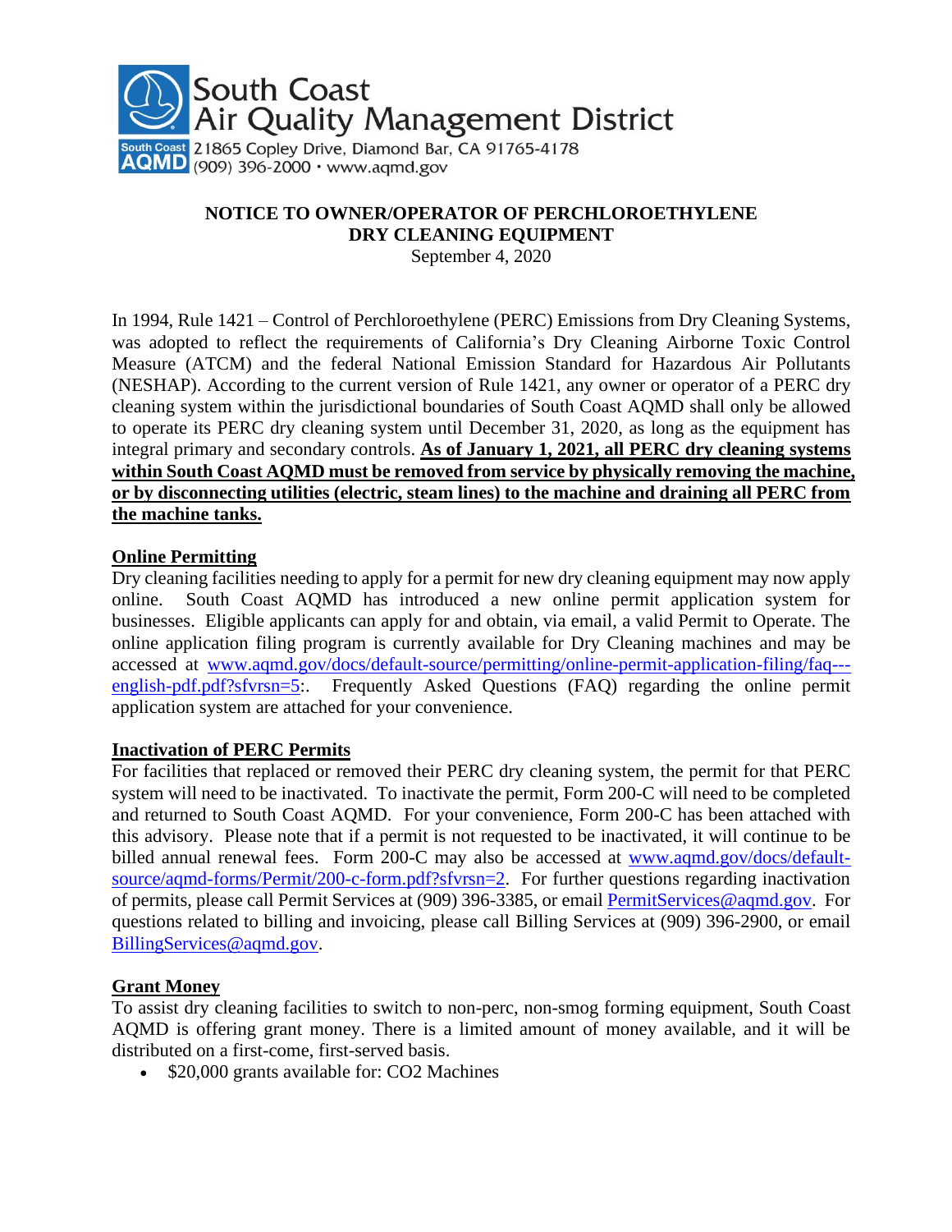South Coast
Air Quality Management District
21865 Copley Drive, Diamond Bar, CA 91765-4178
(909) 396-2000 · www.aqmd.gov

## NOTICE TO OWNER/OPERATOR OF PERCHLOROETHYLENE DRY CLEANING EQUIPMENT

September 4, 2020

In 1994, Rule 1421 – Control of Perchloroethylene (PERC) Emissions from Dry Cleaning Systems, was adopted to reflect the requirements of California's Dry Cleaning Airborne Toxic Control Measure (ATCM) and the federal National Emission Standard for Hazardous Air Pollutants (NESHAP). According to the current version of Rule 1421, any owner or operator of a PERC dry cleaning system within the jurisdictional boundaries of South Coast AQMD shall only be allowed to operate its PERC dry cleaning system until December 31, 2020, as long as the equipment has integral primary and secondary controls. **As of January 1, 2021, all PERC dry cleaning systems within South Coast AQMD must be removed from service by physically removing the machine, or by disconnecting utilities (electric, steam lines) to the machine and draining all PERC from the machine tanks.**

### Online Permitting

Dry cleaning facilities needing to apply for a permit for new dry cleaning equipment may now apply online. South Coast AQMD has introduced a new online permit application system for businesses. Eligible applicants can apply for and obtain, via email, a valid Permit to Operate. The online application filing program is currently available for Dry Cleaning machines and may be accessed at www.aqmd.gov/docs/default-source/permitting/online-permit-application-filing/faq---english-pdf.pdf?sfvrsn=5:. Frequently Asked Questions (FAQ) regarding the online permit application system are attached for your convenience.

### Inactivation of PERC Permits

For facilities that replaced or removed their PERC dry cleaning system, the permit for that PERC system will need to be inactivated. To inactivate the permit, Form 200-C will need to be completed and returned to South Coast AQMD. For your convenience, Form 200-C has been attached with this advisory. Please note that if a permit is not requested to be inactivated, it will continue to be billed annual renewal fees. Form 200-C may also be accessed at www.aqmd.gov/docs/default-source/aqmd-forms/Permit/200-c-form.pdf?sfvrsn=2. For further questions regarding inactivation of permits, please call Permit Services at (909) 396-3385, or email PermitServices@aqmd.gov. For questions related to billing and invoicing, please call Billing Services at (909) 396-2900, or email BillingServices@aqmd.gov.

### Grant Money

To assist dry cleaning facilities to switch to non-perc, non-smog forming equipment, South Coast AQMD is offering grant money. There is a limited amount of money available, and it will be distributed on a first-come, first-served basis.

- \$20,000 grants available for: $CO_2$ Machines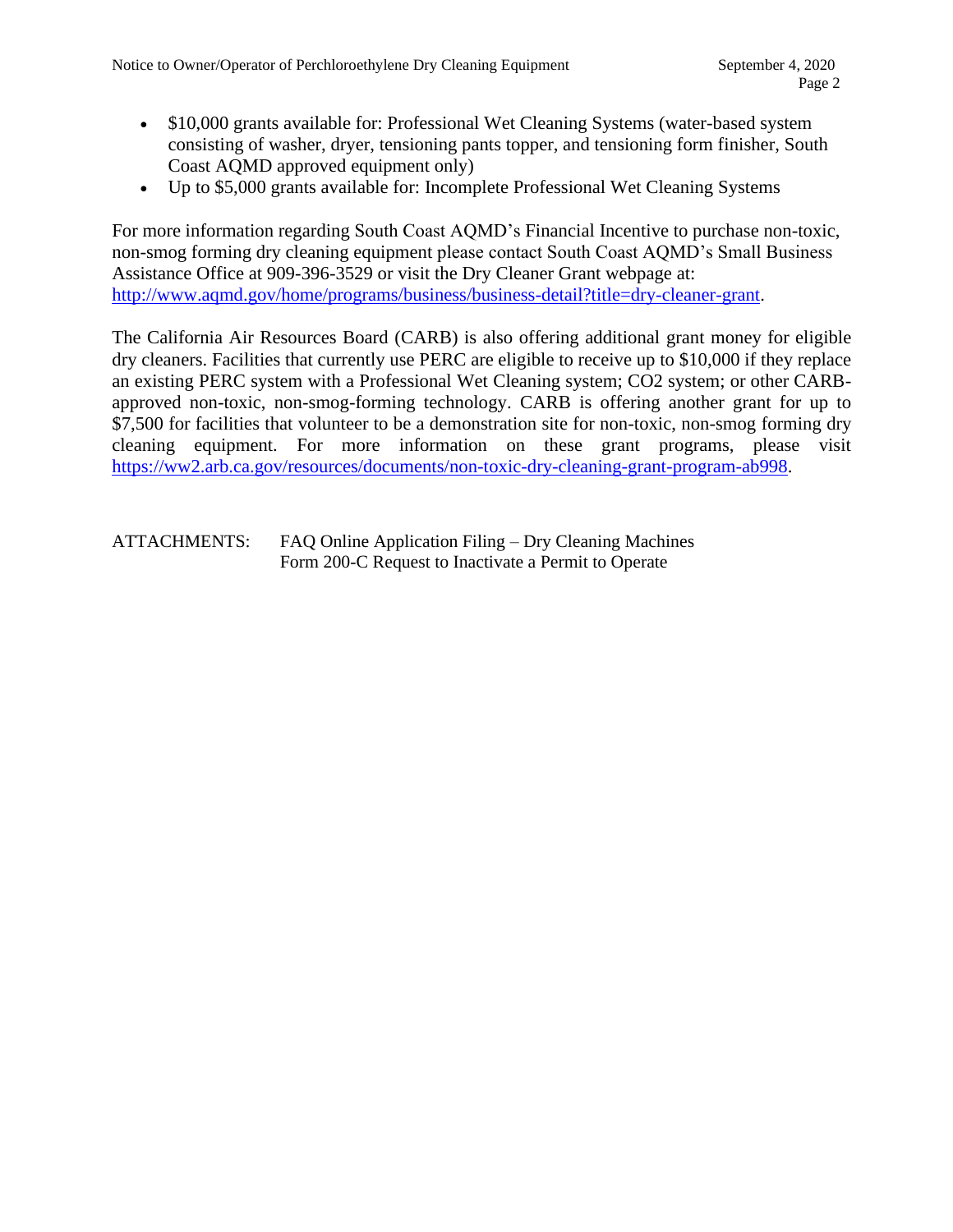- $10,000 grants available for: Professional Wet Cleaning Systems (water-based system consisting of washer, dryer, tensioning pants topper, and tensioning form finisher, South Coast AQMD approved equipment only)
- Up to $5,000 grants available for: Incomplete Professional Wet Cleaning Systems

For more information regarding South Coast AQMD's Financial Incentive to purchase non-toxic, non-smog forming dry cleaning equipment please contact South Coast AQMD's Small Business Assistance Office at 909-396-3529 or visit the Dry Cleaner Grant webpage at: [http://www.aqmd.gov/home/programs/business/business-detail?title=dry-cleaner-grant](http://www.aqmd.gov/home/programs/business/business-detail?title=dry-cleaner-grant).

The California Air Resources Board (CARB) is also offering additional grant money for eligible dry cleaners. Facilities that currently use PERC are eligible to receive up to $10,000 if they replace an existing PERC system with a Professional Wet Cleaning system; $CO_2$ system; or other CARB-approved non-toxic, non-smog-forming technology. CARB is offering another grant for up to $7,500 for facilities that volunteer to be a demonstration site for non-toxic, non-smog forming dry cleaning equipment. For more information on these grant programs, please visit [https://ww2.arb.ca.gov/resources/documents/non-toxic-dry-cleaning-grant-program-ab998](https://ww2.arb.ca.gov/resources/documents/non-toxic-dry-cleaning-grant-program-ab998).

ATTACHMENTS: FAQ Online Application Filing – Dry Cleaning Machines
Form 200-C Request to Inactivate a Permit to Operate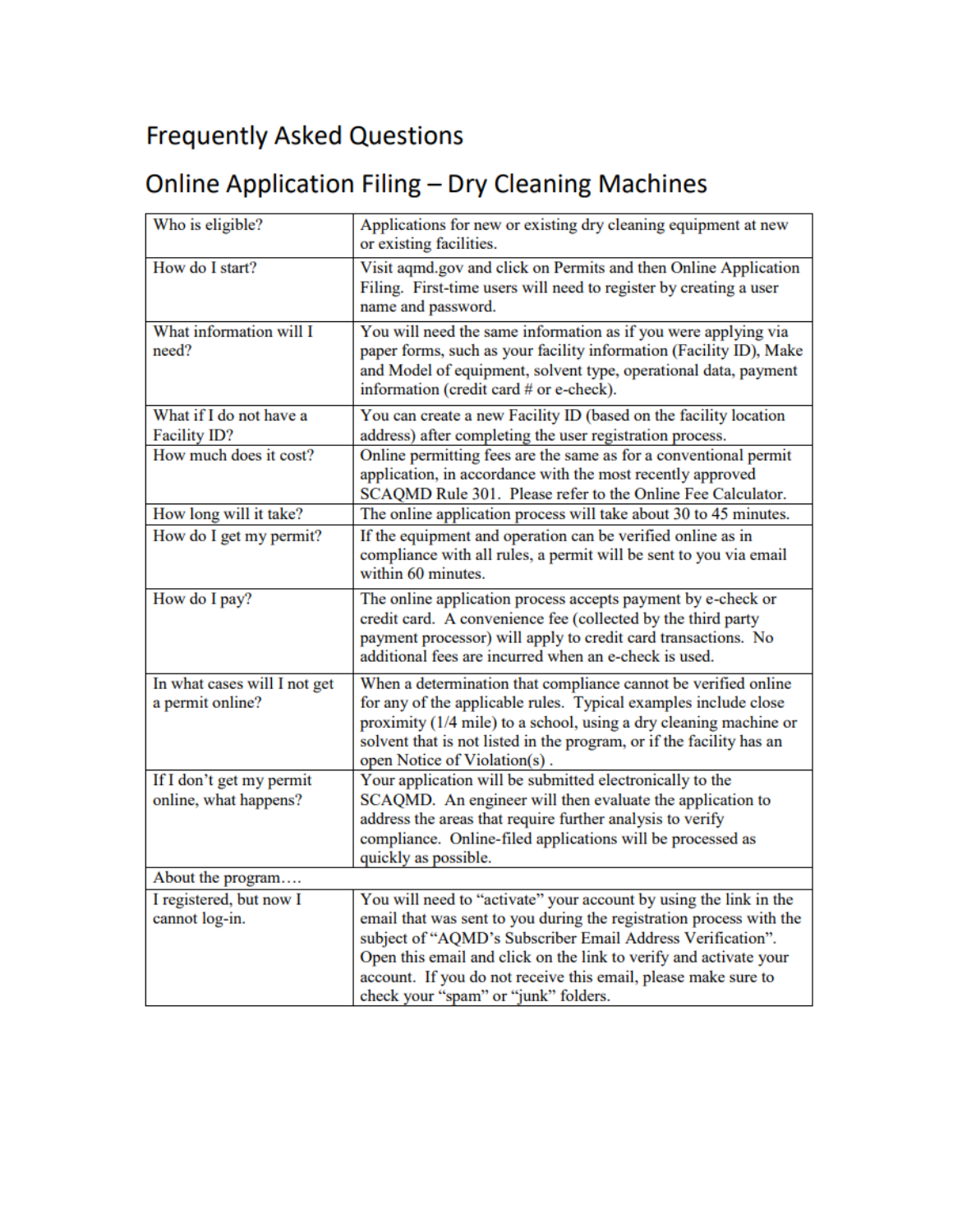# Frequently Asked Questions

## Online Application Filing – Dry Cleaning Machines

| | |
|---|---|
| Who is eligible? | Applications for new or existing dry cleaning equipment at new or existing facilities. |
| How do I start? | Visit aqmd.gov and click on Permits and then Online Application Filing. First-time users will need to register by creating a user name and password. |
| What information will I need? | You will need the same information as if you were applying via paper forms, such as your facility information (Facility ID), Make and Model of equipment, solvent type, operational data, payment information (credit card # or e-check). |
| What if I do not have a Facility ID? | You can create a new Facility ID (based on the facility location address) after completing the user registration process. |
| How much does it cost? | Online permitting fees are the same as for a conventional permit application, in accordance with the most recently approved SCAQMD Rule 301. Please refer to the Online Fee Calculator. |
| How long will it take? | The online application process will take about 30 to 45 minutes. |
| How do I get my permit? | If the equipment and operation can be verified online as in compliance with all rules, a permit will be sent to you via email within 60 minutes. |
| How do I pay? | The online application process accepts payment by e-check or credit card. A convenience fee (collected by the third party payment processor) will apply to credit card transactions. No additional fees are incurred when an e-check is used. |
| In what cases will I not get a permit online? | When a determination that compliance cannot be verified online for any of the applicable rules. Typical examples include close proximity (1/4 mile) to a school, using a dry cleaning machine or solvent that is not listed in the program, or if the facility has an open Notice of Violation(s) . |
| If I don't get my permit online, what happens? | Your application will be submitted electronically to the SCAQMD. An engineer will then evaluate the application to address the areas that require further analysis to verify compliance. Online-filed applications will be processed as quickly as possible. |
| About the program…. | |
| I registered, but now I cannot log-in. | You will need to "activate" your account by using the link in the email that was sent to you during the registration process with the subject of "AQMD's Subscriber Email Address Verification". Open this email and click on the link to verify and activate your account. If you do not receive this email, please make sure to check your "spam" or "junk" folders. |